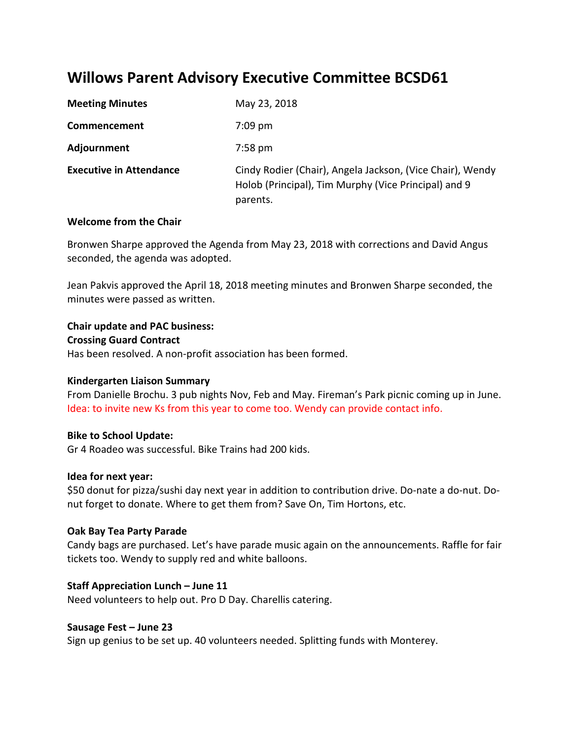# Willows Parent Advisory Executive Committee BCSD61

| **Meeting Minutes** | May 23, 2018 |
|---|---|
| **Commencement** | 7:09 pm |
| **Adjournment** | 7:58 pm |
| **Executive in Attendance** | Cindy Rodier (Chair), Angela Jackson, (Vice Chair), Wendy Holob (Principal), Tim Murphy (Vice Principal) and 9 parents. |

**Welcome from the Chair**

Bronwen Sharpe approved the Agenda from May 23, 2018 with corrections and David Angus seconded, the agenda was adopted.

Jean Pakvis approved the April 18, 2018 meeting minutes and Bronwen Sharpe seconded, the minutes were passed as written.

**Chair update and PAC business:**

**Crossing Guard Contract**

Has been resolved. A non-profit association has been formed.

**Kindergarten Liaison Summary**

From Danielle Brochu. 3 pub nights Nov, Feb and May. Fireman's Park picnic coming up in June. Idea: to invite new Ks from this year to come too. Wendy can provide contact info.

**Bike to School Update:**

Gr 4 Roadeo was successful. Bike Trains had 200 kids.

**Idea for next year:**

$50 donut for pizza/sushi day next year in addition to contribution drive. Do-nate a do-nut. Do-nut forget to donate. Where to get them from? Save On, Tim Hortons, etc.

**Oak Bay Tea Party Parade**

Candy bags are purchased. Let's have parade music again on the announcements. Raffle for fair tickets too. Wendy to supply red and white balloons.

**Staff Appreciation Lunch – June 11**

Need volunteers to help out. Pro D Day. Charellis catering.

**Sausage Fest – June 23**

Sign up genius to be set up. 40 volunteers needed. Splitting funds with Monterey.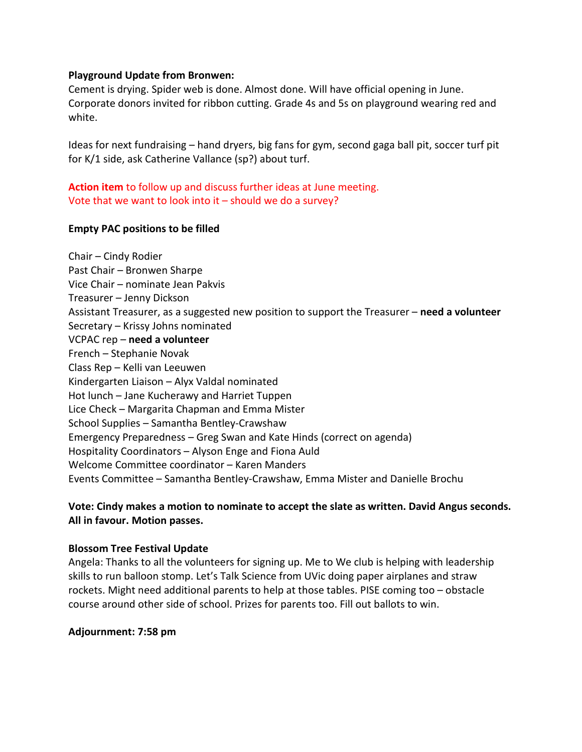**Playground Update from Bronwen:**
Cement is drying. Spider web is done. Almost done. Will have official opening in June. Corporate donors invited for ribbon cutting. Grade 4s and 5s on playground wearing red and white.

Ideas for next fundraising – hand dryers, big fans for gym, second gaga ball pit, soccer turf pit for K/1 side, ask Catherine Vallance (sp?) about turf.

**Action item** to follow up and discuss further ideas at June meeting.
Vote that we want to look into it – should we do a survey?

**Empty PAC positions to be filled**

Chair – Cindy Rodier
Past Chair – Bronwen Sharpe
Vice Chair – nominate Jean Pakvis
Treasurer – Jenny Dickson
Assistant Treasurer, as a suggested new position to support the Treasurer – **need a volunteer**
Secretary – Krissy Johns nominated
VCPAC rep – **need a volunteer**
French – Stephanie Novak
Class Rep – Kelli van Leeuwen
Kindergarten Liaison – Alyx Valdal nominated
Hot lunch – Jane Kucherawy and Harriet Tuppen
Lice Check – Margarita Chapman and Emma Mister
School Supplies – Samantha Bentley-Crawshaw
Emergency Preparedness – Greg Swan and Kate Hinds (correct on agenda)
Hospitality Coordinators – Alyson Enge and Fiona Auld
Welcome Committee coordinator – Karen Manders
Events Committee – Samantha Bentley-Crawshaw, Emma Mister and Danielle Brochu

**Vote: Cindy makes a motion to nominate to accept the slate as written. David Angus seconds. All in favour. Motion passes.**

**Blossom Tree Festival Update**
Angela: Thanks to all the volunteers for signing up. Me to We club is helping with leadership skills to run balloon stomp. Let's Talk Science from UVic doing paper airplanes and straw rockets. Might need additional parents to help at those tables. PISE coming too – obstacle course around other side of school. Prizes for parents too. Fill out ballots to win.

**Adjournment: 7:58 pm**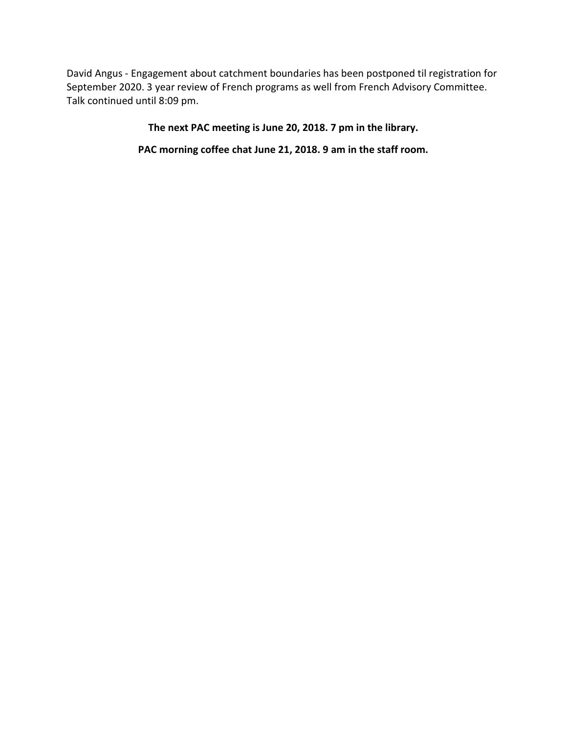David Angus - Engagement about catchment boundaries has been postponed til registration for September 2020. 3 year review of French programs as well from French Advisory Committee. Talk continued until 8:09 pm.

**The next PAC meeting is June 20, 2018. 7 pm in the library.**

**PAC morning coffee chat June 21, 2018. 9 am in the staff room.**